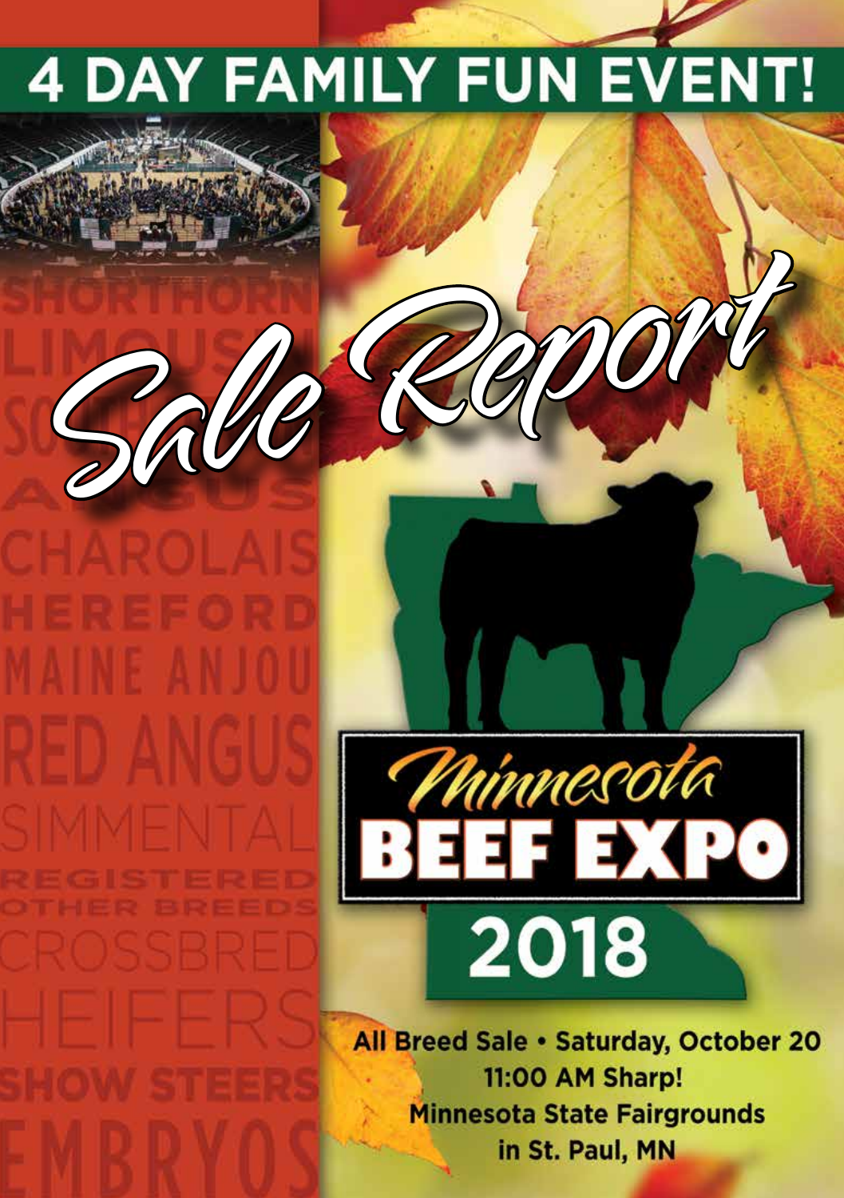# 4 DAY FAMILY FUN EVENT!

SHORTHORN
LIMOUSIN
SOUTH POLL
ANGUS
CHAROLAIS
HEREFORD
MAINE ANJOU
RED ANGUS
SIMMENTAL
REGISTERED
OTHER BREEDS
CROSSBRED
HEIFERS
SHOW STEERS
EMBRYOS

# *Sale Report*

## *Minnesota* BEEF EXPO 2018

**All Breed Sale • Saturday, October 20**
**11:00 AM Sharp!**
**Minnesota State Fairgrounds**
**in St. Paul, MN**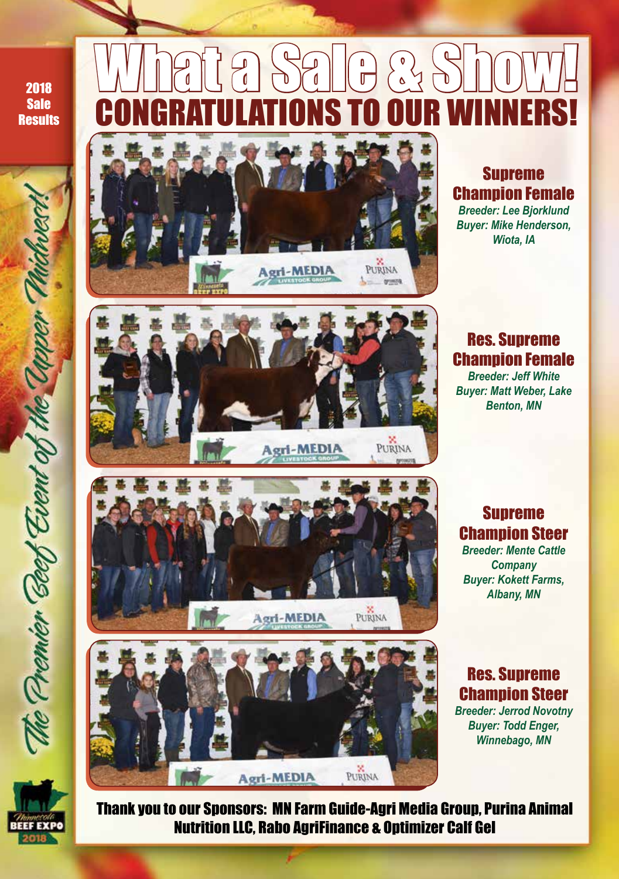2018 Sale Results

# What a Sale & Show!

## CONGRATULATIONS TO OUR WINNERS!

### Supreme Champion Female

*Breeder: Lee Bjorklund*
*Buyer: Mike Henderson, Wiota, IA*

### Res. Supreme Champion Female

*Breeder: Jeff White*
*Buyer: Matt Weber, Lake Benton, MN*

### Supreme Champion Steer

*Breeder: Mente Cattle Company*
*Buyer: Kokett Farms, Albany, MN*

### Res. Supreme Champion Steer

*Breeder: Jerrod Novotny*
*Buyer: Todd Enger, Winnebago, MN*

The Premier Beef Event of the Upper Midwest!

**Thank you to our Sponsors: MN Farm Guide-Agri Media Group, Purina Animal Nutrition LLC, Rabo AgriFinance & Optimizer Calf Gel**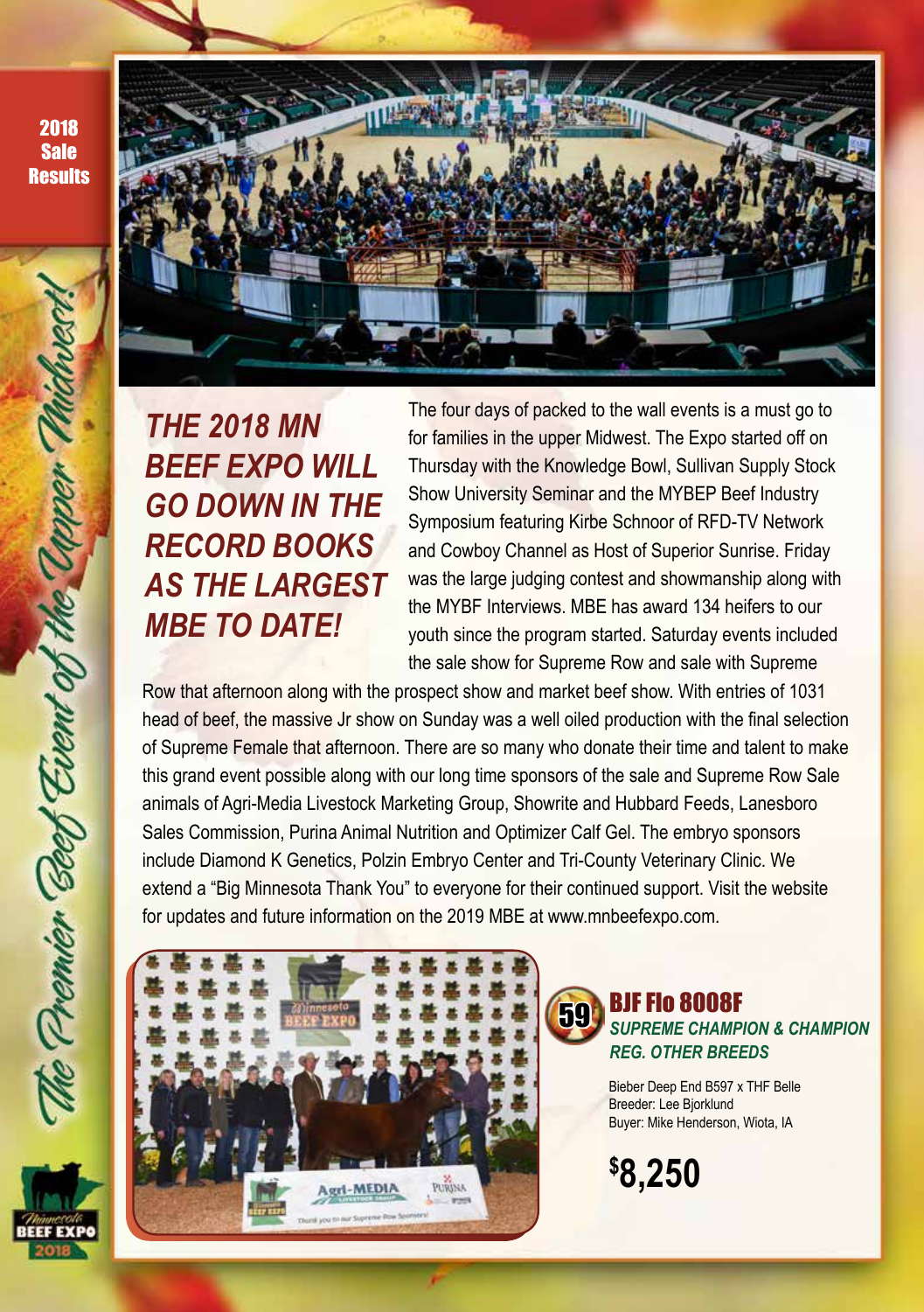# THE 2018 MN BEEF EXPO WILL GO DOWN IN THE RECORD BOOKS AS THE LARGEST MBE TO DATE!

The four days of packed to the wall events is a must go to for families in the upper Midwest. The Expo started off on Thursday with the Knowledge Bowl, Sullivan Supply Stock Show University Seminar and the MYBEP Beef Industry Symposium featuring Kirbe Schnoor of RFD-TV Network and Cowboy Channel as Host of Superior Sunrise. Friday was the large judging contest and showmanship along with the MYBF Interviews. MBE has award 134 heifers to our youth since the program started. Saturday events included the sale show for Supreme Row and sale with Supreme Row that afternoon along with the prospect show and market beef show. With entries of 1031 head of beef, the massive Jr show on Sunday was a well oiled production with the final selection of Supreme Female that afternoon. There are so many who donate their time and talent to make this grand event possible along with our long time sponsors of the sale and Supreme Row Sale animals of Agri-Media Livestock Marketing Group, Showrite and Hubbard Feeds, Lanesboro Sales Commission, Purina Animal Nutrition and Optimizer Calf Gel. The embryo sponsors include Diamond K Genetics, Polzin Embryo Center and Tri-County Veterinary Clinic. We extend a "Big Minnesota Thank You" to everyone for their continued support. Visit the website for updates and future information on the 2019 MBE at www.mnbeefexpo.com.

## 59 BJF Flo 8008F

***SUPREME CHAMPION & CHAMPION REG. OTHER BREEDS***

Bieber Deep End B597 x THF Belle
Breeder: Lee Bjorklund
Buyer: Mike Henderson, Wiota, IA

**$8,250**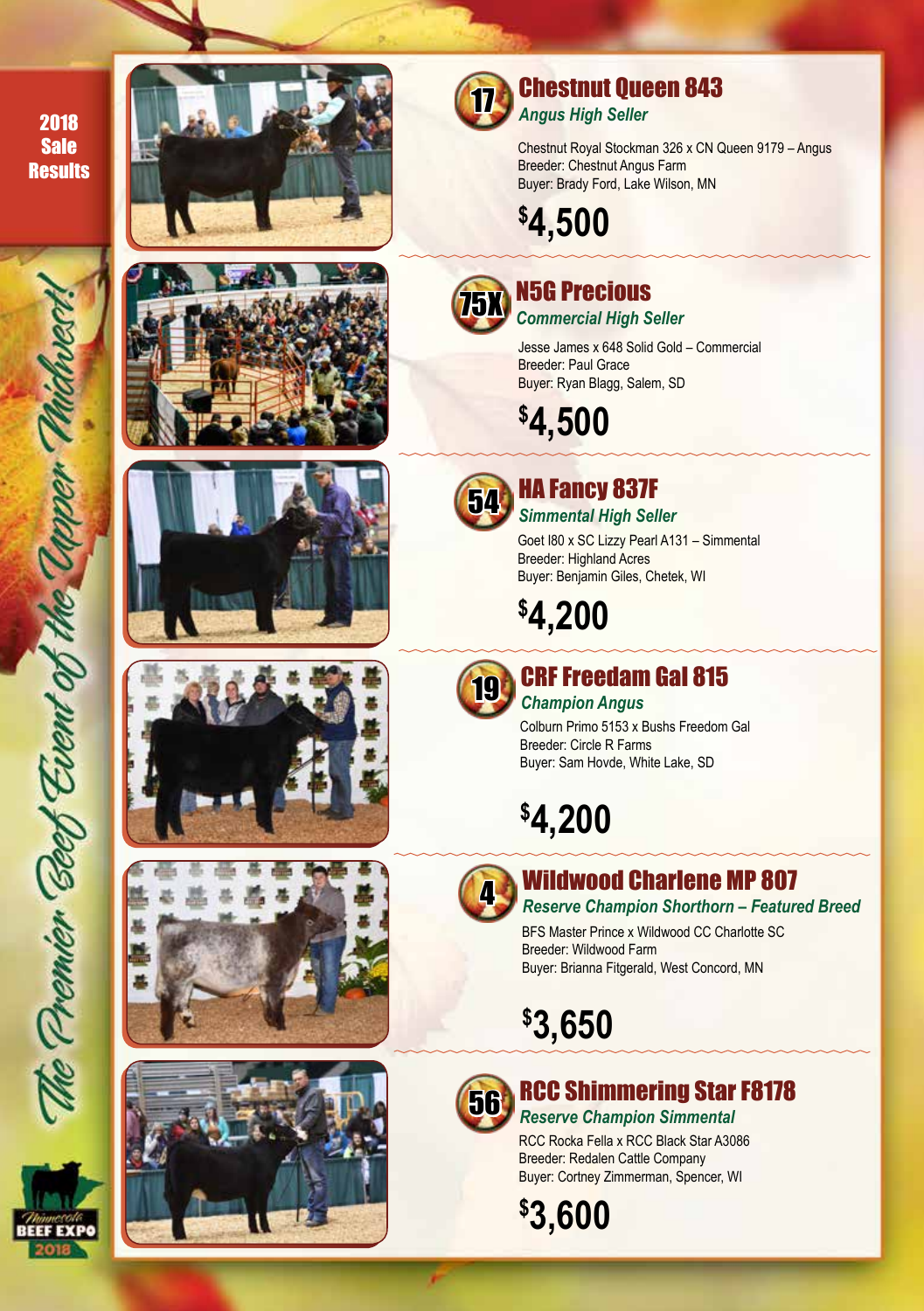2018 Sale Results

The Premier Beef Event of the Upper Midwest!

## 17 Chestnut Queen 843

*Angus High Seller*

Chestnut Royal Stockman 326 x CN Queen 9179 – Angus
Breeder: Chestnut Angus Farm
Buyer: Brady Ford, Lake Wilson, MN

**$4,500**

## 75X N5G Precious

*Commercial High Seller*

Jesse James x 648 Solid Gold – Commercial
Breeder: Paul Grace
Buyer: Ryan Blagg, Salem, SD

**$4,500**

## 54 HA Fancy 837F

*Simmental High Seller*

Goet I80 x SC Lizzy Pearl A131 – Simmental
Breeder: Highland Acres
Buyer: Benjamin Giles, Chetek, WI

**$4,200**

## 19 CRF Freedam Gal 815

*Champion Angus*

Colburn Primo 5153 x Bushs Freedom Gal
Breeder: Circle R Farms
Buyer: Sam Hovde, White Lake, SD

**$4,200**

## 4 Wildwood Charlene MP 807

*Reserve Champion Shorthorn – Featured Breed*

BFS Master Prince x Wildwood CC Charlotte SC
Breeder: Wildwood Farm
Buyer: Brianna Fitgerald, West Concord, MN

**$3,650**

## 56 RCC Shimmering Star F8178

*Reserve Champion Simmental*

RCC Rocka Fella x RCC Black Star A3086
Breeder: Redalen Cattle Company
Buyer: Cortney Zimmerman, Spencer, WI

**$3,600**

Minnesota BEEF EXPO 2018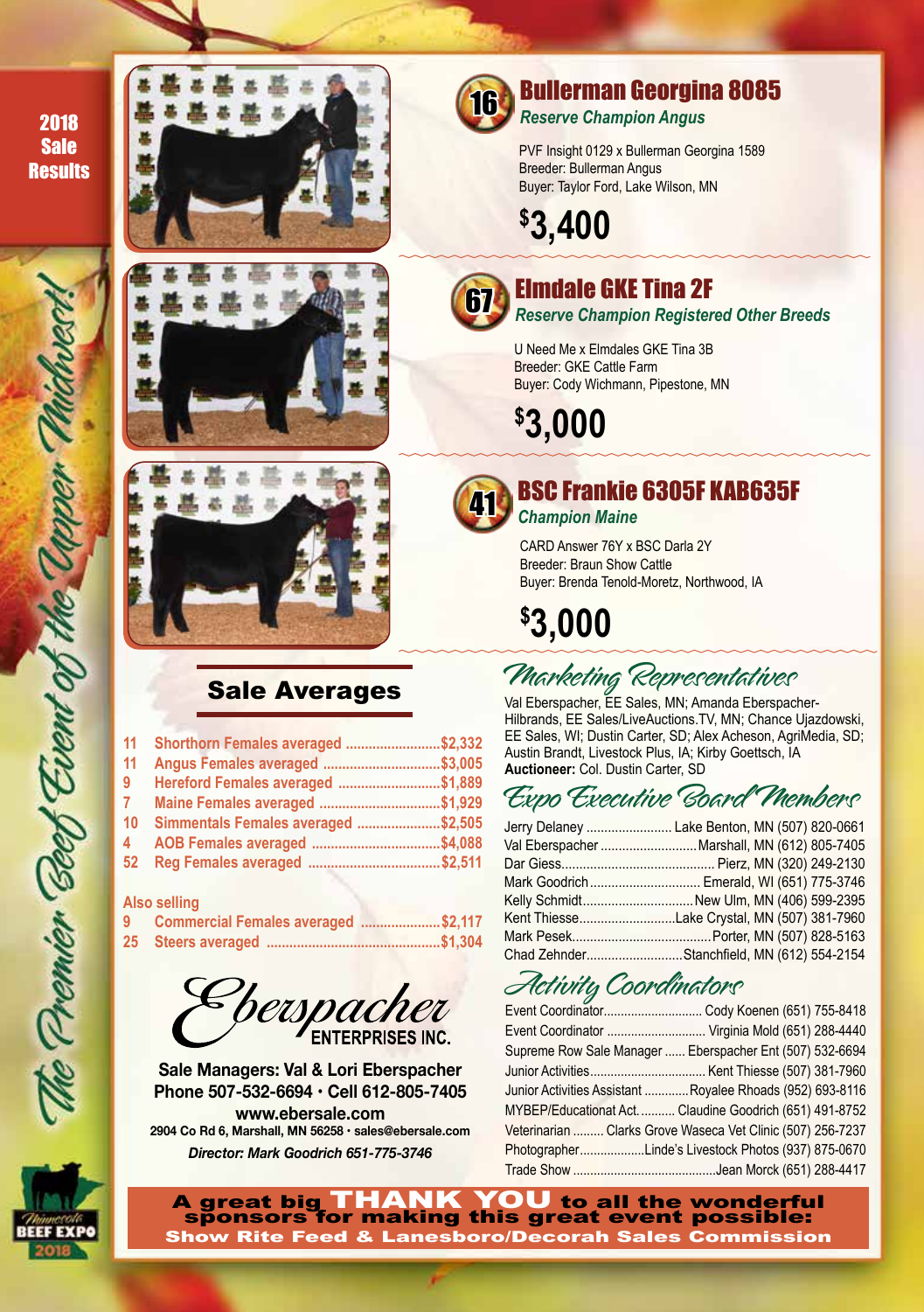2018 Sale Results

The Premier Beef Event of the Upper Midwest!

## 16 Bullerman Georgina 8085

*Reserve Champion Angus*

PVF Insight 0129 x Bullerman Georgina 1589
Breeder: Bullerman Angus
Buyer: Taylor Ford, Lake Wilson, MN

**$3,400**

## 67 Elmdale GKE Tina 2F

*Reserve Champion Registered Other Breeds*

U Need Me x Elmdales GKE Tina 3B
Breeder: GKE Cattle Farm
Buyer: Cody Wichmann, Pipestone, MN

**$3,000**

## 41 BSC Frankie 6305F KAB635F

*Champion Maine*

CARD Answer 76Y x BSC Darla 2Y
Breeder: Braun Show Cattle
Buyer: Brenda Tenold-Moretz, Northwood, IA

**$3,000**

## Sale Averages

| | | |
|---|---|---|
| 11 | Shorthorn Females averaged | $2,332 |
| 11 | Angus Females averaged | $3,005 |
| 9 | Hereford Females averaged | $1,889 |
| 7 | Maine Females averaged | $1,929 |
| 10 | Simmentals Females averaged | $2,505 |
| 4 | AOB Females averaged | $4,088 |
| 52 | Reg Females averaged | $2,511 |

**Also selling**

| | | |
|---|---|---|
| 9 | Commercial Females averaged | $2,117 |
| 25 | Steers averaged | $1,304 |

Eberspacher ENTERPRISES INC.

**Sale Managers: Val & Lori Eberspacher**
**Phone 507-532-6694 • Cell 612-805-7405**
**www.ebersale.com**
**2904 Co Rd 6, Marshall, MN 56258 • sales@ebersale.com**
***Director: Mark Goodrich 651-775-3746***

## Marketing Representatives

Val Eberspacher, EE Sales, MN; Amanda Eberspacher-Hilbrands, EE Sales/LiveAuctions.TV, MN; Chance Ujazdowski, EE Sales, WI; Dustin Carter, SD; Alex Acheson, AgriMedia, SD; Austin Brandt, Livestock Plus, IA; Kirby Goettsch, IA
**Auctioneer:** Col. Dustin Carter, SD

## Expo Executive Board Members

| | |
|---|---|
| Jerry Delaney | Lake Benton, MN (507) 820-0661 |
| Val Eberspacher | Marshall, MN (612) 805-7405 |
| Dar Giess | Pierz, MN (320) 249-2130 |
| Mark Goodrich | Emerald, WI (651) 775-3746 |
| Kelly Schmidt | New Ulm, MN (406) 599-2395 |
| Kent Thiesse | Lake Crystal, MN (507) 381-7960 |
| Mark Pesek | Porter, MN (507) 828-5163 |
| Chad Zehnder | Stanchfield, MN (612) 554-2154 |

## Activity Coordinators

| | |
|---|---|
| Event Coordinator | Cody Koenen (651) 755-8418 |
| Event Coordinator | Virginia Mold (651) 288-4440 |
| Supreme Row Sale Manager | Eberspacher Ent (507) 532-6694 |
| Junior Activities | Kent Thiesse (507) 381-7960 |
| Junior Activities Assistant | Royalee Rhoads (952) 693-8116 |
| MYBEP/Educationat Act. | Claudine Goodrich (651) 491-8752 |
| Veterinarian | Clarks Grove Waseca Vet Clinic (507) 256-7237 |
| Photographer | Linde's Livestock Photos (937) 875-0670 |
| Trade Show | Jean Morck (651) 288-4417 |

**A great big THANK YOU to all the wonderful sponsors for making this great event possible:**
**Show Rite Feed & Lanesboro/Decorah Sales Commission**

Minnesota BEEF EXPO 2018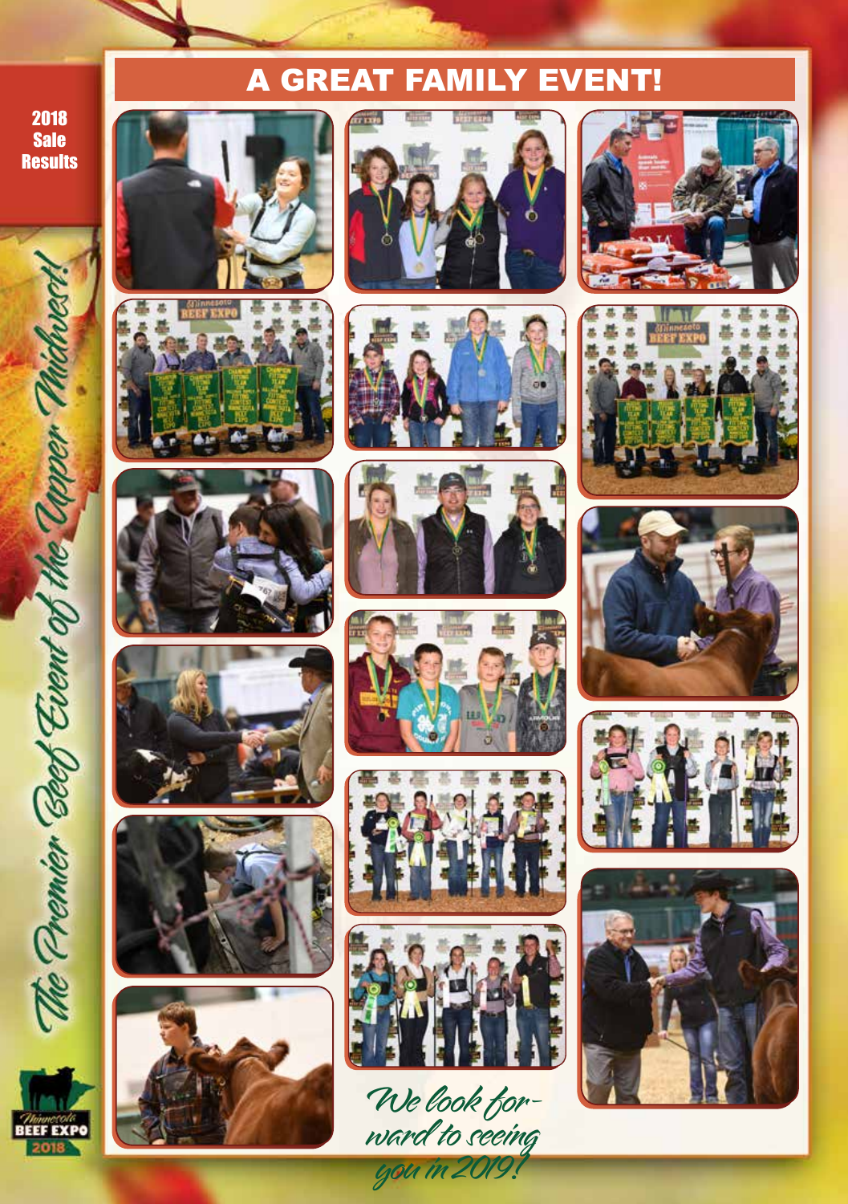# A GREAT FAMILY EVENT!

*We look forward to seeing you in 2019!*